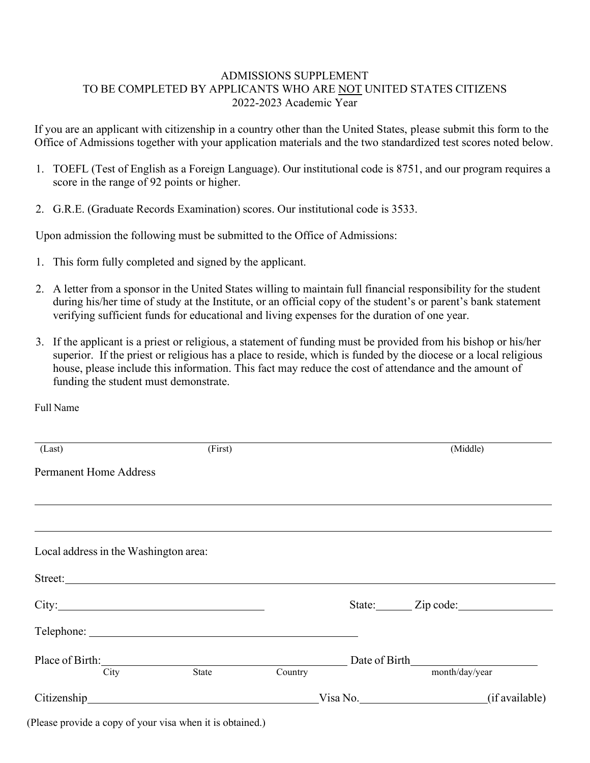# ADMISSIONS SUPPLEMENT
## TO BE COMPLETED BY APPLICANTS WHO ARE NOT UNITED STATES CITIZENS
### 2022-2023 Academic Year

If you are an applicant with citizenship in a country other than the United States, please submit this form to the Office of Admissions together with your application materials and the two standardized test scores noted below.

1. TOEFL (Test of English as a Foreign Language). Our institutional code is 8751, and our program requires a score in the range of 92 points or higher.
2. G.R.E. (Graduate Records Examination) scores. Our institutional code is 3533.

Upon admission the following must be submitted to the Office of Admissions:

1. This form fully completed and signed by the applicant.
2. A letter from a sponsor in the United States willing to maintain full financial responsibility for the student during his/her time of study at the Institute, or an official copy of the student's or parent's bank statement verifying sufficient funds for educational and living expenses for the duration of one year.
3. If the applicant is a priest or religious, a statement of funding must be provided from his bishop or his/her superior. If the priest or religious has a place to reside, which is funded by the diocese or a local religious house, please include this information. This fact may reduce the cost of attendance and the amount of funding the student must demonstrate.

Full Name

______________________________________________________________________
(Last) (First) (Middle)

Permanent Home Address

______________________________________________________________________

______________________________________________________________________

Local address in the Washington area:

Street:_______________________________________________________________

City:_________________________________ State:______ Zip code:______________

Telephone: ____________________________________________

Place of Birth:_____________________________________ Date of Birth______________________
City State Country month/day/year

Citizenship________________________________________Visa No.____________________(if available)

(Please provide a copy of your visa when it is obtained.)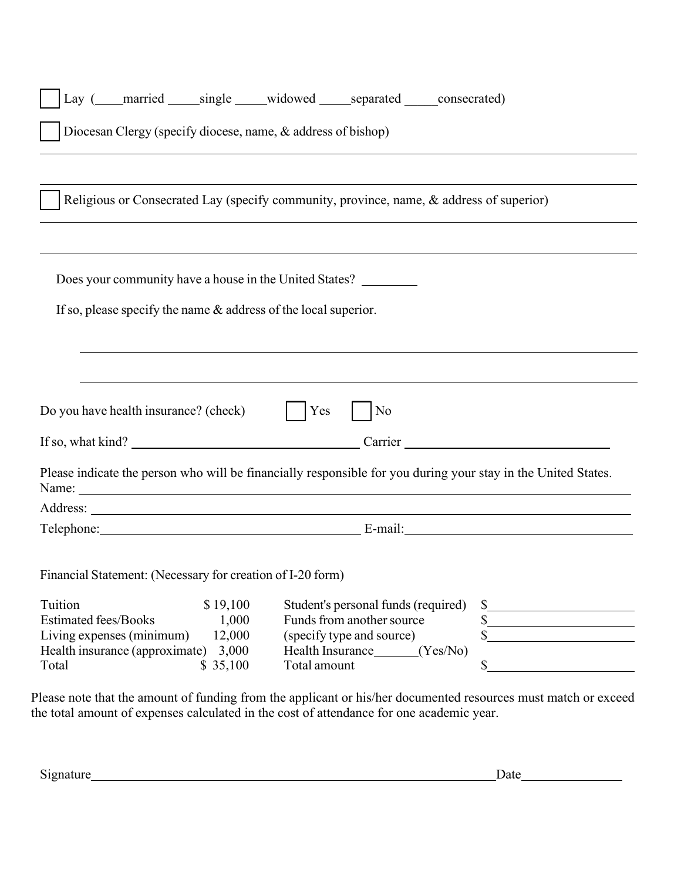☐ Lay (____married _____single _____widowed _____separated _____consecrated)

☐ Diocesan Clergy (specify diocese, name, & address of bishop)

______________________________________________________________________________

______________________________________________________________________________

☐ Religious or Consecrated Lay (specify community, province, name, & address of superior)

______________________________________________________________________________

______________________________________________________________________________

Does your community have a house in the United States? ________

If so, please specify the name & address of the local superior.

______________________________________________________________________________

______________________________________________________________________________

Do you have health insurance? (check) ☐ Yes ☐ No

If so, what kind? ______________________________ Carrier ______________________________

Please indicate the person who will be financially responsible for you during your stay in the United States.
Name: ______________________________________________________________________________

Address: ____________________________________________________________________________

Telephone: ______________________________ E-mail: ______________________________

Financial Statement: (Necessary for creation of I-20 form)

| | | | |
|---|---|---|---|
| Tuition | $ 19,100 | Student's personal funds (required) | $__________ |
| Estimated fees/Books | 1,000 | Funds from another source | $__________ |
| Living expenses (minimum) | 12,000 | (specify type and source) | $__________ |
| Health insurance (approximate) | 3,000 | Health Insurance_______(Yes/No) | |
| Total | $ 35,100 | Total amount | $__________ |

Please note that the amount of funding from the applicant or his/her documented resources must match or exceed the total amount of expenses calculated in the cost of attendance for one academic year.

Signature______________________________________________________________ Date_______________